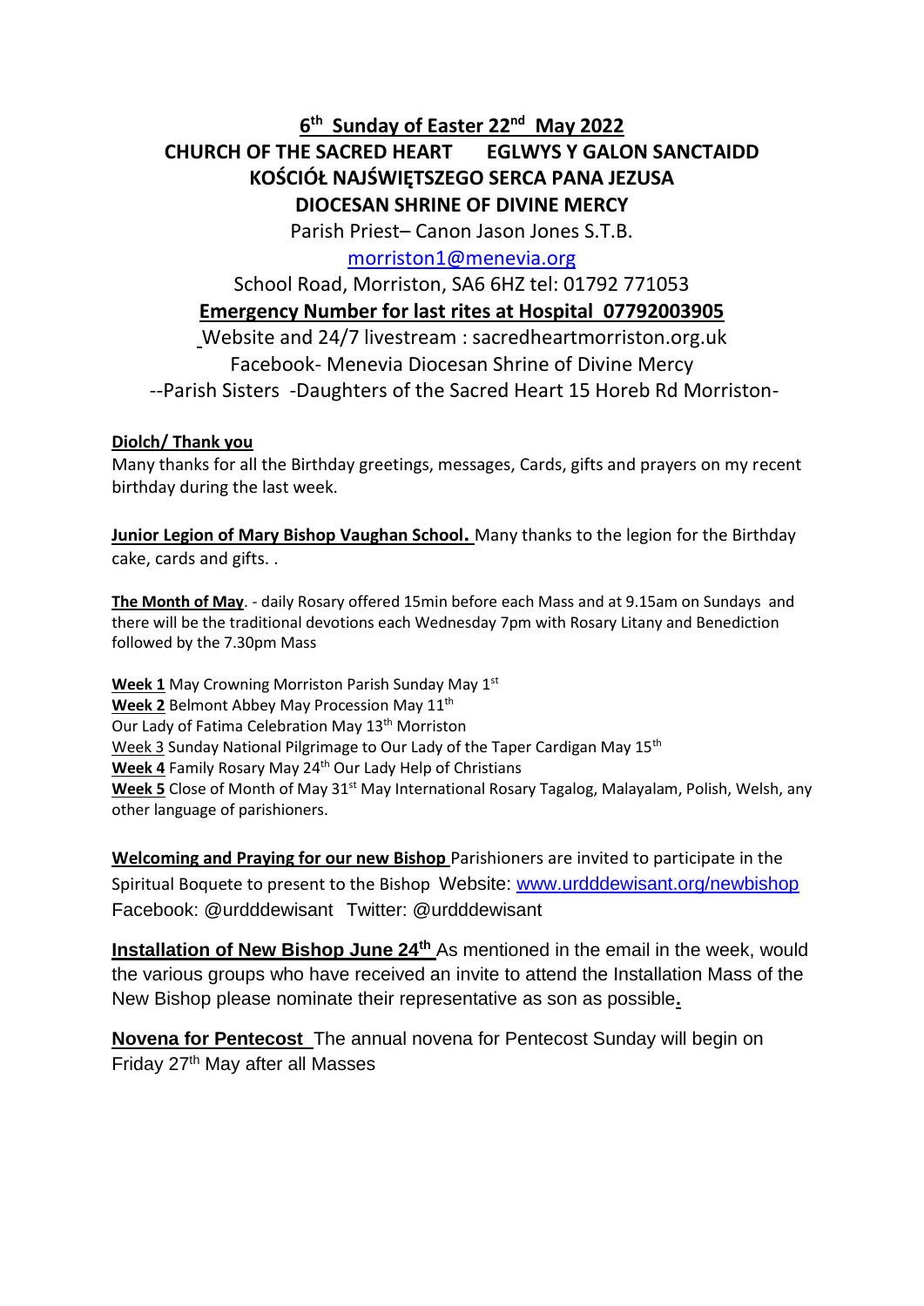# 6th Sunday of Easter 22nd May 2022

## CHURCH OF THE SACRED HEART EGLWYS Y GALON SANCTAIDD
## KOŚCIÓŁ NAJŚWIĘTSZEGO SERCA PANA JEZUSA
## DIOCESAN SHRINE OF DIVINE MERCY

Parish Priest– Canon Jason Jones S.T.B.

morriston1@menevia.org

School Road, Morriston, SA6 6HZ tel: 01792 771053

**Emergency Number for last rites at Hospital 07792003905**

Website and 24/7 livestream : sacredheartmorriston.org.uk

Facebook- Menevia Diocesan Shrine of Divine Mercy

--Parish Sisters -Daughters of the Sacred Heart 15 Horeb Rd Morriston-

**Diolch/ Thank you**

Many thanks for all the Birthday greetings, messages, Cards, gifts and prayers on my recent birthday during the last week.

**Junior Legion of Mary Bishop Vaughan School.** Many thanks to the legion for the Birthday cake, cards and gifts. .

**The Month of May**. - daily Rosary offered 15min before each Mass and at 9.15am on Sundays and there will be the traditional devotions each Wednesday 7pm with Rosary Litany and Benediction followed by the 7.30pm Mass

**Week 1** May Crowning Morriston Parish Sunday May 1st
**Week 2** Belmont Abbey May Procession May 11th
Our Lady of Fatima Celebration May 13th Morriston
Week 3 Sunday National Pilgrimage to Our Lady of the Taper Cardigan May 15th
**Week 4** Family Rosary May 24th Our Lady Help of Christians
**Week 5** Close of Month of May 31st May International Rosary Tagalog, Malayalam, Polish, Welsh, any other language of parishioners.

**Welcoming and Praying for our new Bishop** Parishioners are invited to participate in the Spiritual Boquete to present to the Bishop Website: www.urdddewisant.org/newbishop Facebook: @urdddewisant Twitter: @urdddewisant

**Installation of New Bishop June 24th** As mentioned in the email in the week, would the various groups who have received an invite to attend the Installation Mass of the New Bishop please nominate their representative as son as possible.

**Novena for Pentecost** The annual novena for Pentecost Sunday will begin on Friday 27th May after all Masses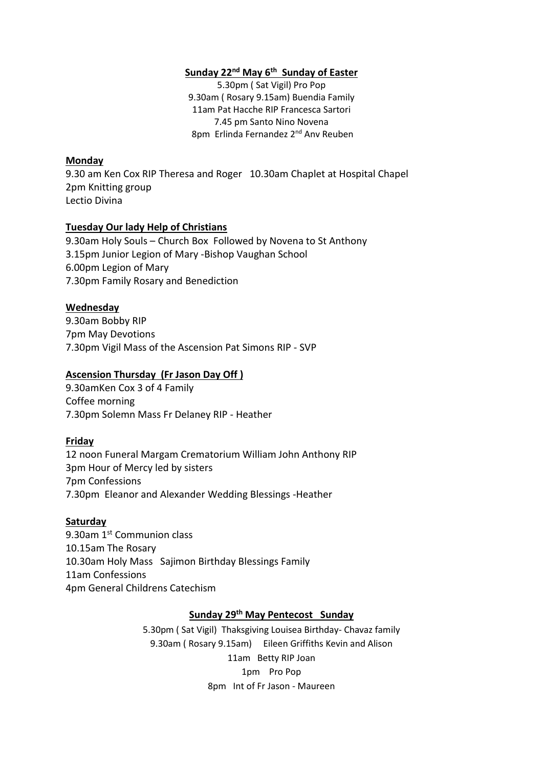**Sunday 22nd May 6th Sunday of Easter**

5.30pm ( Sat Vigil) Pro Pop
9.30am ( Rosary 9.15am) Buendia Family
11am Pat Hacche RIP Francesca Sartori
7.45 pm Santo Nino Novena
8pm Erlinda Fernandez 2nd Anv Reuben

**Monday**

9.30 am Ken Cox RIP Theresa and Roger 10.30am Chaplet at Hospital Chapel
2pm Knitting group
Lectio Divina

**Tuesday Our lady Help of Christians**

9.30am Holy Souls – Church Box Followed by Novena to St Anthony
3.15pm Junior Legion of Mary -Bishop Vaughan School
6.00pm Legion of Mary
7.30pm Family Rosary and Benediction

**Wednesday**

9.30am Bobby RIP
7pm May Devotions
7.30pm Vigil Mass of the Ascension Pat Simons RIP - SVP

**Ascension Thursday (Fr Jason Day Off )**

9.30amKen Cox 3 of 4 Family
Coffee morning
7.30pm Solemn Mass Fr Delaney RIP - Heather

**Friday**

12 noon Funeral Margam Crematorium William John Anthony RIP
3pm Hour of Mercy led by sisters
7pm Confessions
7.30pm Eleanor and Alexander Wedding Blessings -Heather

**Saturday**

9.30am 1st Communion class
10.15am The Rosary
10.30am Holy Mass Sajimon Birthday Blessings Family
11am Confessions
4pm General Childrens Catechism

**Sunday 29th May Pentecost Sunday**

5.30pm ( Sat Vigil) Thaksgiving Louisea Birthday- Chavaz family
9.30am ( Rosary 9.15am) Eileen Griffiths Kevin and Alison
11am Betty RIP Joan
1pm Pro Pop
8pm Int of Fr Jason - Maureen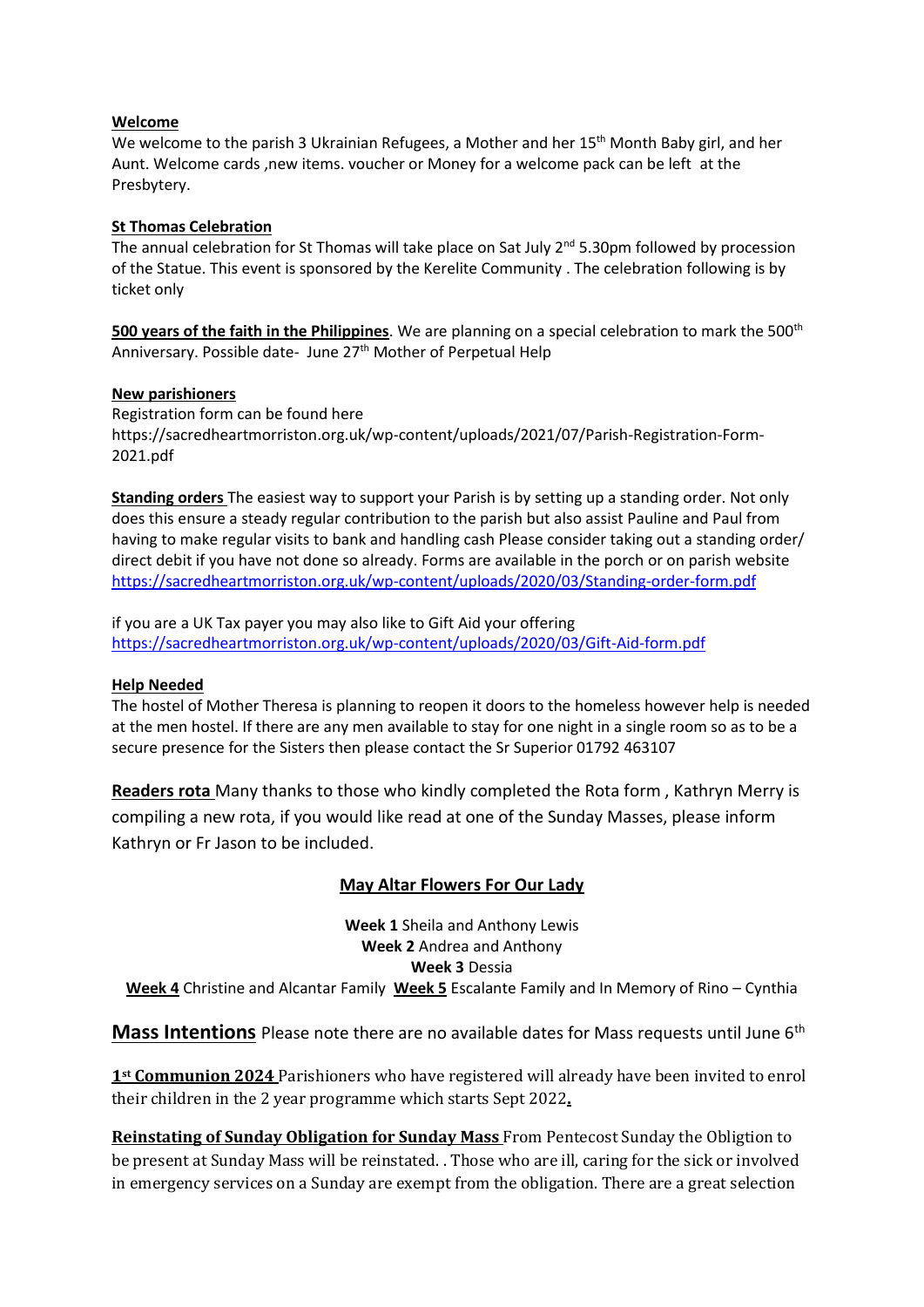**Welcome**
We welcome to the parish 3 Ukrainian Refugees, a Mother and her 15th Month Baby girl, and her Aunt. Welcome cards ,new items. voucher or Money for a welcome pack can be left at the Presbytery.

**St Thomas Celebration**
The annual celebration for St Thomas will take place on Sat July 2nd 5.30pm followed by procession of the Statue. This event is sponsored by the Kerelite Community . The celebration following is by ticket only

**500 years of the faith in the Philippines**. We are planning on a special celebration to mark the 500th Anniversary. Possible date- June 27th Mother of Perpetual Help

**New parishioners**
Registration form can be found here
https://sacredheartmorriston.org.uk/wp-content/uploads/2021/07/Parish-Registration-Form-2021.pdf

**Standing orders** The easiest way to support your Parish is by setting up a standing order. Not only does this ensure a steady regular contribution to the parish but also assist Pauline and Paul from having to make regular visits to bank and handling cash Please consider taking out a standing order/ direct debit if you have not done so already. Forms are available in the porch or on parish website https://sacredheartmorriston.org.uk/wp-content/uploads/2020/03/Standing-order-form.pdf

if you are a UK Tax payer you may also like to Gift Aid your offering
https://sacredheartmorriston.org.uk/wp-content/uploads/2020/03/Gift-Aid-form.pdf

**Help Needed**
The hostel of Mother Theresa is planning to reopen it doors to the homeless however help is needed at the men hostel. If there are any men available to stay for one night in a single room so as to be a secure presence for the Sisters then please contact the Sr Superior 01792 463107

**Readers rota** Many thanks to those who kindly completed the Rota form , Kathryn Merry is compiling a new rota, if you would like read at one of the Sunday Masses, please inform Kathryn or Fr Jason to be included.

**May Altar Flowers For Our Lady**

**Week 1** Sheila and Anthony Lewis
**Week 2** Andrea and Anthony
**Week 3** Dessia
**Week 4** Christine and Alcantar Family **Week 5** Escalante Family and In Memory of Rino – Cynthia

**Mass Intentions** Please note there are no available dates for Mass requests until June 6th

**1st Communion 2024** Parishioners who have registered will already have been invited to enrol their children in the 2 year programme which starts Sept 2022.

**Reinstating of Sunday Obligation for Sunday Mass** From Pentecost Sunday the Obligtion to be present at Sunday Mass will be reinstated. . Those who are ill, caring for the sick or involved in emergency services on a Sunday are exempt from the obligation. There are a great selection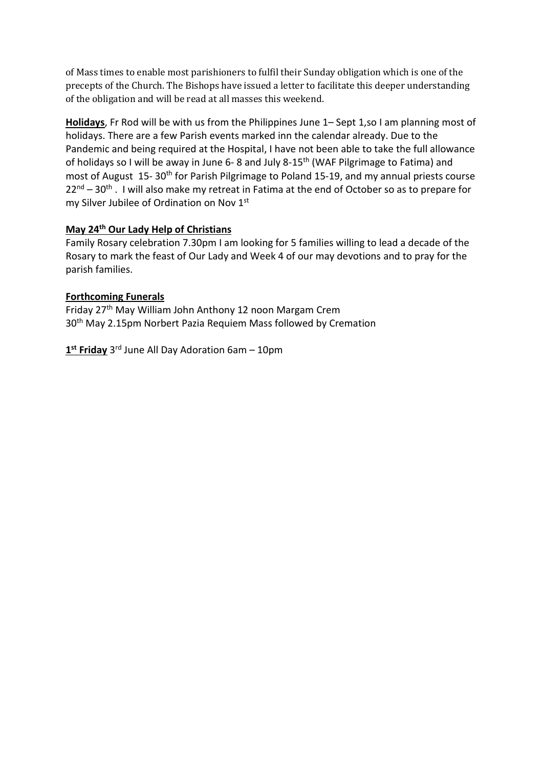of Mass times to enable most parishioners to fulfil their Sunday obligation which is one of the precepts of the Church. The Bishops have issued a letter to facilitate this deeper understanding of the obligation and will be read at all masses this weekend.

**Holidays**, Fr Rod will be with us from the Philippines June 1– Sept 1,so I am planning most of holidays. There are a few Parish events marked inn the calendar already. Due to the Pandemic and being required at the Hospital, I have not been able to take the full allowance of holidays so I will be away in June 6- 8 and July 8-15th (WAF Pilgrimage to Fatima) and most of August 15- 30th for Parish Pilgrimage to Poland 15-19, and my annual priests course 22nd – 30th . I will also make my retreat in Fatima at the end of October so as to prepare for my Silver Jubilee of Ordination on Nov 1st

**May 24th Our Lady Help of Christians**

Family Rosary celebration 7.30pm I am looking for 5 families willing to lead a decade of the Rosary to mark the feast of Our Lady and Week 4 of our may devotions and to pray for the parish families.

**Forthcoming Funerals**

Friday 27th May William John Anthony 12 noon Margam Crem
30th May 2.15pm Norbert Pazia Requiem Mass followed by Cremation

**1st Friday** 3rd June All Day Adoration 6am – 10pm